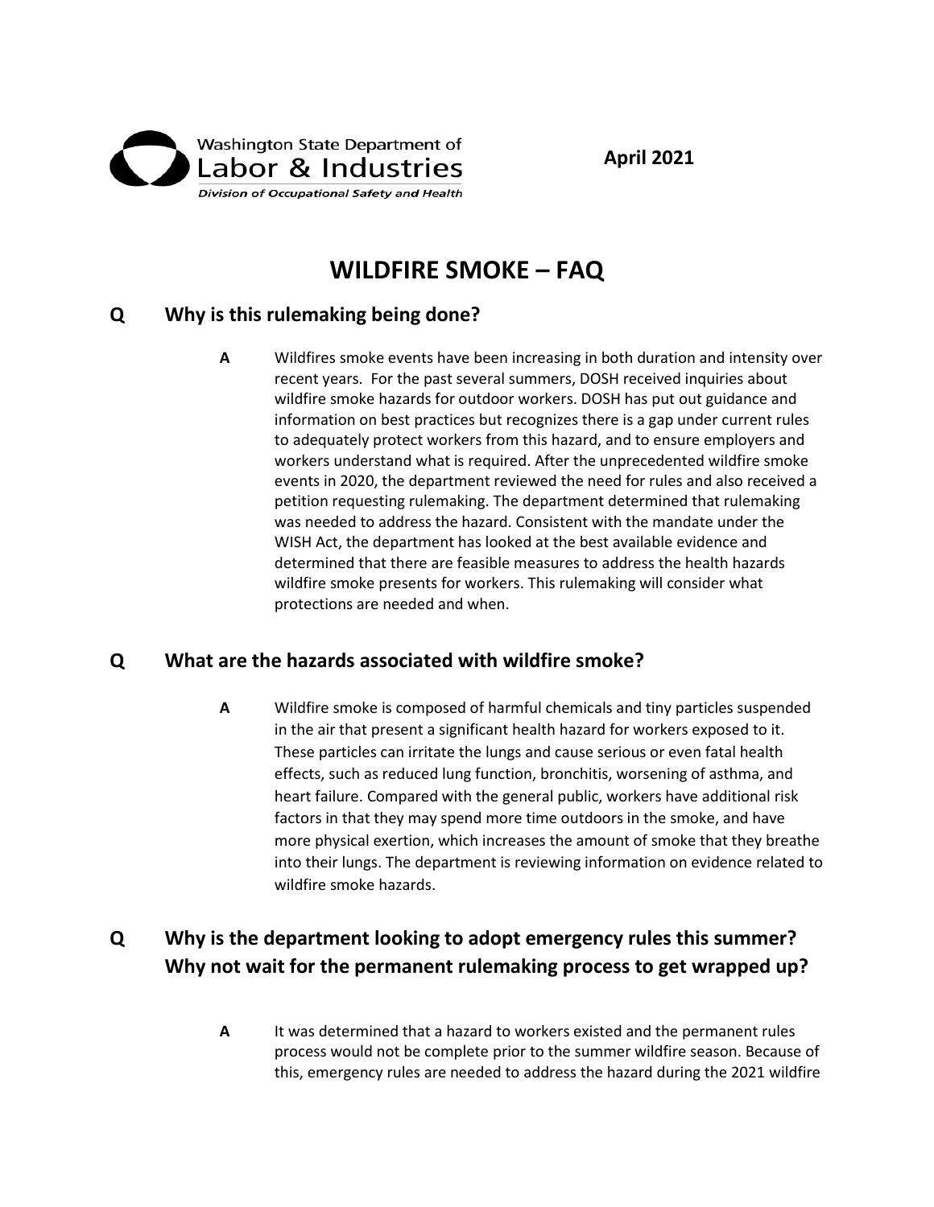Washington State Department of Labor & Industries

*Division of Occupational Safety and Health*

**April 2021**

# WILDFIRE SMOKE – FAQ

## Q Why is this rulemaking being done?

**A** Wildfires smoke events have been increasing in both duration and intensity over recent years. For the past several summers, DOSH received inquiries about wildfire smoke hazards for outdoor workers. DOSH has put out guidance and information on best practices but recognizes there is a gap under current rules to adequately protect workers from this hazard, and to ensure employers and workers understand what is required. After the unprecedented wildfire smoke events in 2020, the department reviewed the need for rules and also received a petition requesting rulemaking. The department determined that rulemaking was needed to address the hazard. Consistent with the mandate under the WISH Act, the department has looked at the best available evidence and determined that there are feasible measures to address the health hazards wildfire smoke presents for workers. This rulemaking will consider what protections are needed and when.

## Q What are the hazards associated with wildfire smoke?

**A** Wildfire smoke is composed of harmful chemicals and tiny particles suspended in the air that present a significant health hazard for workers exposed to it. These particles can irritate the lungs and cause serious or even fatal health effects, such as reduced lung function, bronchitis, worsening of asthma, and heart failure. Compared with the general public, workers have additional risk factors in that they may spend more time outdoors in the smoke, and have more physical exertion, which increases the amount of smoke that they breathe into their lungs. The department is reviewing information on evidence related to wildfire smoke hazards.

## Q Why is the department looking to adopt emergency rules this summer? Why not wait for the permanent rulemaking process to get wrapped up?

**A** It was determined that a hazard to workers existed and the permanent rules process would not be complete prior to the summer wildfire season. Because of this, emergency rules are needed to address the hazard during the 2021 wildfire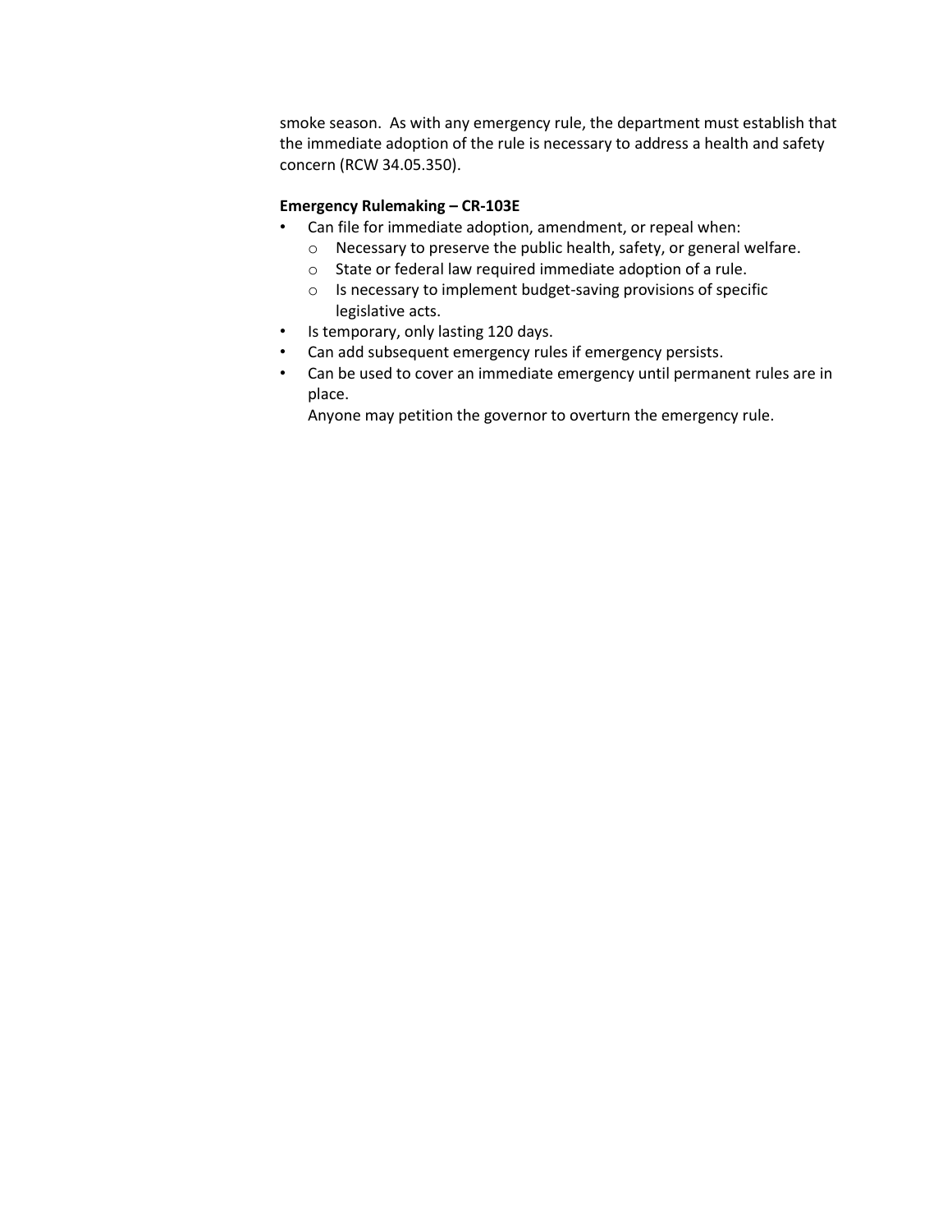smoke season. As with any emergency rule, the department must establish that the immediate adoption of the rule is necessary to address a health and safety concern (RCW 34.05.350).

**Emergency Rulemaking – CR-103E**

- Can file for immediate adoption, amendment, or repeal when:
  - Necessary to preserve the public health, safety, or general welfare.
  - State or federal law required immediate adoption of a rule.
  - Is necessary to implement budget-saving provisions of specific legislative acts.
- Is temporary, only lasting 120 days.
- Can add subsequent emergency rules if emergency persists.
- Can be used to cover an immediate emergency until permanent rules are in place.

  Anyone may petition the governor to overturn the emergency rule.